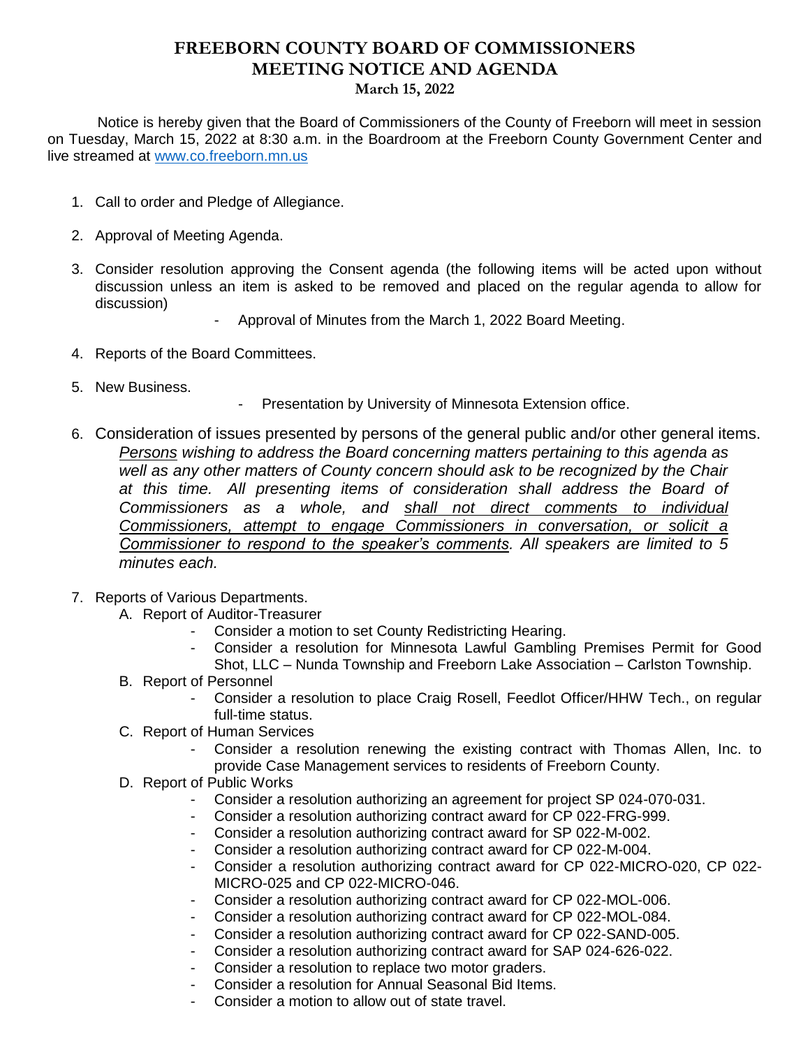# FREEBORN COUNTY BOARD OF COMMISSIONERS
# MEETING NOTICE AND AGENDA
**March 15, 2022**

Notice is hereby given that the Board of Commissioners of the County of Freeborn will meet in session on Tuesday, March 15, 2022 at 8:30 a.m. in the Boardroom at the Freeborn County Government Center and live streamed at www.co.freeborn.mn.us

1. Call to order and Pledge of Allegiance.

2. Approval of Meeting Agenda.

3. Consider resolution approving the Consent agenda (the following items will be acted upon without discussion unless an item is asked to be removed and placed on the regular agenda to allow for discussion)
   - Approval of Minutes from the March 1, 2022 Board Meeting.

4. Reports of the Board Committees.

5. New Business.
   - Presentation by University of Minnesota Extension office.

6. Consideration of issues presented by persons of the general public and/or other general items. *Persons wishing to address the Board concerning matters pertaining to this agenda as well as any other matters of County concern should ask to be recognized by the Chair at this time. All presenting items of consideration shall address the Board of Commissioners as a whole, and shall not direct comments to individual Commissioners, attempt to engage Commissioners in conversation, or solicit a Commissioner to respond to the speaker's comments. All speakers are limited to 5 minutes each.*

7. Reports of Various Departments.
   A. Report of Auditor-Treasurer
      - Consider a motion to set County Redistricting Hearing.
      - Consider a resolution for Minnesota Lawful Gambling Premises Permit for Good Shot, LLC – Nunda Township and Freeborn Lake Association – Carlston Township.

   B. Report of Personnel
      - Consider a resolution to place Craig Rosell, Feedlot Officer/HHW Tech., on regular full-time status.

   C. Report of Human Services
      - Consider a resolution renewing the existing contract with Thomas Allen, Inc. to provide Case Management services to residents of Freeborn County.

   D. Report of Public Works
      - Consider a resolution authorizing an agreement for project SP 024-070-031.
      - Consider a resolution authorizing contract award for CP 022-FRG-999.
      - Consider a resolution authorizing contract award for SP 022-M-002.
      - Consider a resolution authorizing contract award for CP 022-M-004.
      - Consider a resolution authorizing contract award for CP 022-MICRO-020, CP 022-MICRO-025 and CP 022-MICRO-046.
      - Consider a resolution authorizing contract award for CP 022-MOL-006.
      - Consider a resolution authorizing contract award for CP 022-MOL-084.
      - Consider a resolution authorizing contract award for CP 022-SAND-005.
      - Consider a resolution authorizing contract award for SAP 024-626-022.
      - Consider a resolution to replace two motor graders.
      - Consider a resolution for Annual Seasonal Bid Items.
      - Consider a motion to allow out of state travel.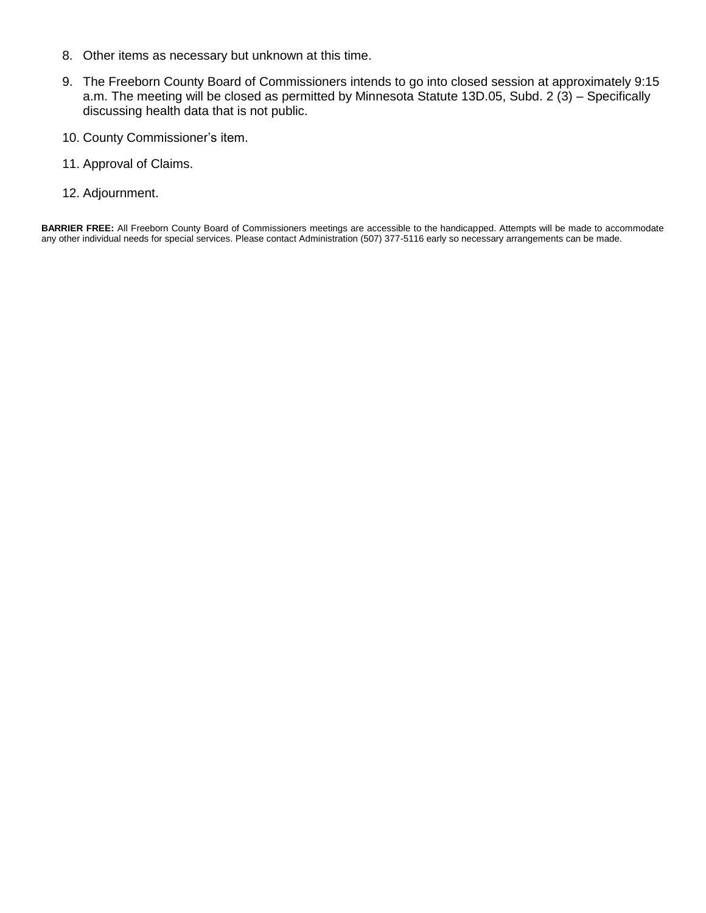8. Other items as necessary but unknown at this time.
9. The Freeborn County Board of Commissioners intends to go into closed session at approximately 9:15 a.m. The meeting will be closed as permitted by Minnesota Statute 13D.05, Subd. 2 (3) – Specifically discussing health data that is not public.
10. County Commissioner's item.
11. Approval of Claims.
12. Adjournment.

**BARRIER FREE:** All Freeborn County Board of Commissioners meetings are accessible to the handicapped. Attempts will be made to accommodate any other individual needs for special services. Please contact Administration (507) 377-5116 early so necessary arrangements can be made.